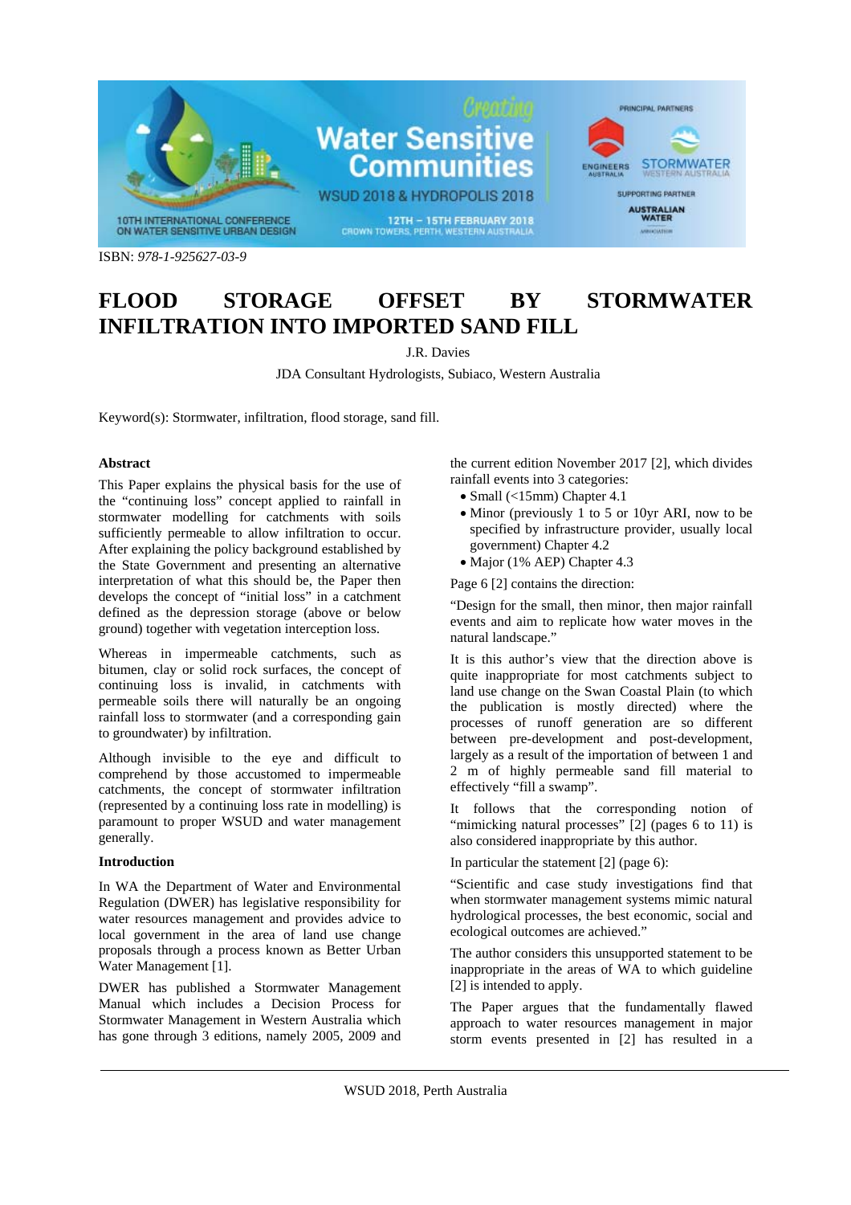ISBN: *978-1-925627-03-9*

# FLOOD STORAGE OFFSET BY STORMWATER INFILTRATION INTO IMPORTED SAND FILL

J.R. Davies

JDA Consultant Hydrologists, Subiaco, Western Australia

Keyword(s): Stormwater, infiltration, flood storage, sand fill.

## Abstract

This Paper explains the physical basis for the use of the "continuing loss" concept applied to rainfall in stormwater modelling for catchments with soils sufficiently permeable to allow infiltration to occur. After explaining the policy background established by the State Government and presenting an alternative interpretation of what this should be, the Paper then develops the concept of "initial loss" in a catchment defined as the depression storage (above or below ground) together with vegetation interception loss.

Whereas in impermeable catchments, such as bitumen, clay or solid rock surfaces, the concept of continuing loss is invalid, in catchments with permeable soils there will naturally be an ongoing rainfall loss to stormwater (and a corresponding gain to groundwater) by infiltration.

Although invisible to the eye and difficult to comprehend by those accustomed to impermeable catchments, the concept of stormwater infiltration (represented by a continuing loss rate in modelling) is paramount to proper WSUD and water management generally.

## Introduction

In WA the Department of Water and Environmental Regulation (DWER) has legislative responsibility for water resources management and provides advice to local government in the area of land use change proposals through a process known as Better Urban Water Management [1].

DWER has published a Stormwater Management Manual which includes a Decision Process for Stormwater Management in Western Australia which has gone through 3 editions, namely 2005, 2009 and the current edition November 2017 [2], which divides rainfall events into 3 categories:

- Small (<15mm) Chapter 4.1
- Minor (previously 1 to 5 or 10yr ARI, now to be specified by infrastructure provider, usually local government) Chapter 4.2
- Major (1% AEP) Chapter 4.3

Page 6 [2] contains the direction:

"Design for the small, then minor, then major rainfall events and aim to replicate how water moves in the natural landscape."

It is this author's view that the direction above is quite inappropriate for most catchments subject to land use change on the Swan Coastal Plain (to which the publication is mostly directed) where the processes of runoff generation are so different between pre-development and post-development, largely as a result of the importation of between 1 and 2 m of highly permeable sand fill material to effectively "fill a swamp".

It follows that the corresponding notion of "mimicking natural processes" [2] (pages 6 to 11) is also considered inappropriate by this author.

In particular the statement [2] (page 6):

"Scientific and case study investigations find that when stormwater management systems mimic natural hydrological processes, the best economic, social and ecological outcomes are achieved."

The author considers this unsupported statement to be inappropriate in the areas of WA to which guideline [2] is intended to apply.

The Paper argues that the fundamentally flawed approach to water resources management in major storm events presented in [2] has resulted in a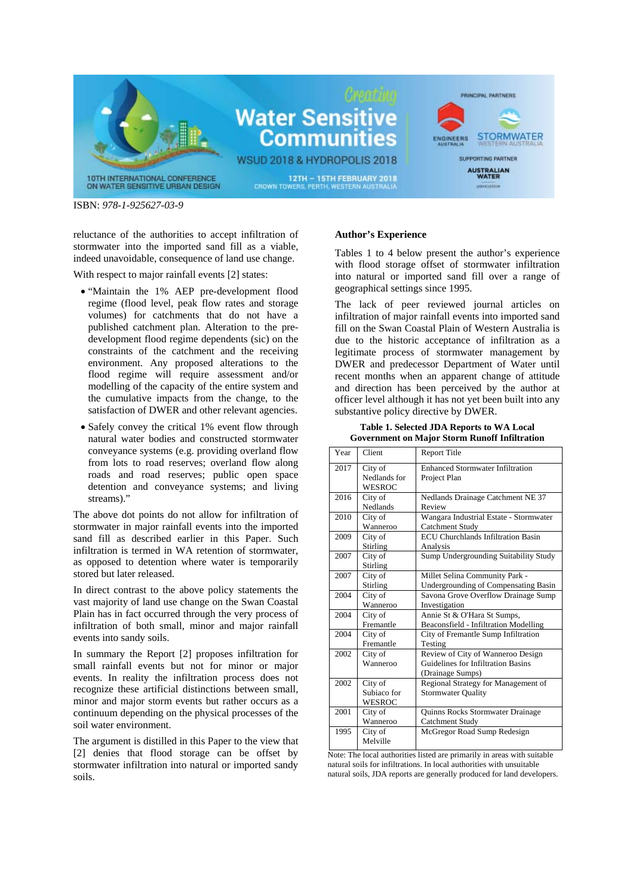reluctance of the authorities to accept infiltration of stormwater into the imported sand fill as a viable, indeed unavoidable, consequence of land use change.

With respect to major rainfall events [2] states:

- "Maintain the 1% AEP pre-development flood regime (flood level, peak flow rates and storage volumes) for catchments that do not have a published catchment plan. Alteration to the pre-development flood regime dependents (sic) on the constraints of the catchment and the receiving environment. Any proposed alterations to the flood regime will require assessment and/or modelling of the capacity of the entire system and the cumulative impacts from the change, to the satisfaction of DWER and other relevant agencies.
- Safely convey the critical 1% event flow through natural water bodies and constructed stormwater conveyance systems (e.g. providing overland flow from lots to road reserves; overland flow along roads and road reserves; public open space detention and conveyance systems; and living streams)."

The above dot points do not allow for infiltration of stormwater in major rainfall events into the imported sand fill as described earlier in this Paper. Such infiltration is termed in WA retention of stormwater, as opposed to detention where water is temporarily stored but later released.

In direct contrast to the above policy statements the vast majority of land use change on the Swan Coastal Plain has in fact occurred through the very process of infiltration of both small, minor and major rainfall events into sandy soils.

In summary the Report [2] proposes infiltration for small rainfall events but not for minor or major events. In reality the infiltration process does not recognize these artificial distinctions between small, minor and major storm events but rather occurs as a continuum depending on the physical processes of the soil water environment.

The argument is distilled in this Paper to the view that [2] denies that flood storage can be offset by stormwater infiltration into natural or imported sandy soils.

## Author's Experience

Tables 1 to 4 below present the author's experience with flood storage offset of stormwater infiltration into natural or imported sand fill over a range of geographical settings since 1995.

The lack of peer reviewed journal articles on infiltration of major rainfall events into imported sand fill on the Swan Coastal Plain of Western Australia is due to the historic acceptance of infiltration as a legitimate process of stormwater management by DWER and predecessor Department of Water until recent months when an apparent change of attitude and direction has been perceived by the author at officer level although it has not yet been built into any substantive policy directive by DWER.

**Table 1. Selected JDA Reports to WA Local Government on Major Storm Runoff Infiltration**

| Year | Client | Report Title |
|---|---|---|
| 2017 | City of Nedlands for WESROC | Enhanced Stormwater Infiltration Project Plan |
| 2016 | City of Nedlands | Nedlands Drainage Catchment NE 37 Review |
| 2010 | City of Wanneroo | Wangara Industrial Estate - Stormwater Catchment Study |
| 2009 | City of Stirling | ECU Churchlands Infiltration Basin Analysis |
| 2007 | City of Stirling | Sump Undergrounding Suitability Study |
| 2007 | City of Stirling | Millet Selina Community Park - Undergrounding of Compensating Basin |
| 2004 | City of Wanneroo | Savona Grove Overflow Drainage Sump Investigation |
| 2004 | City of Fremantle | Annie St & O'Hara St Sumps, Beaconsfield - Infiltration Modelling |
| 2004 | City of Fremantle | City of Fremantle Sump Infiltration Testing |
| 2002 | City of Wanneroo | Review of City of Wanneroo Design Guidelines for Infiltration Basins (Drainage Sumps) |
| 2002 | City of Subiaco for WESROC | Regional Strategy for Management of Stormwater Quality |
| 2001 | City of Wanneroo | Quinns Rocks Stormwater Drainage Catchment Study |
| 1995 | City of Melville | McGregor Road Sump Redesign |

Note: The local authorities listed are primarily in areas with suitable natural soils for infiltrations. In local authorities with unsuitable natural soils, JDA reports are generally produced for land developers.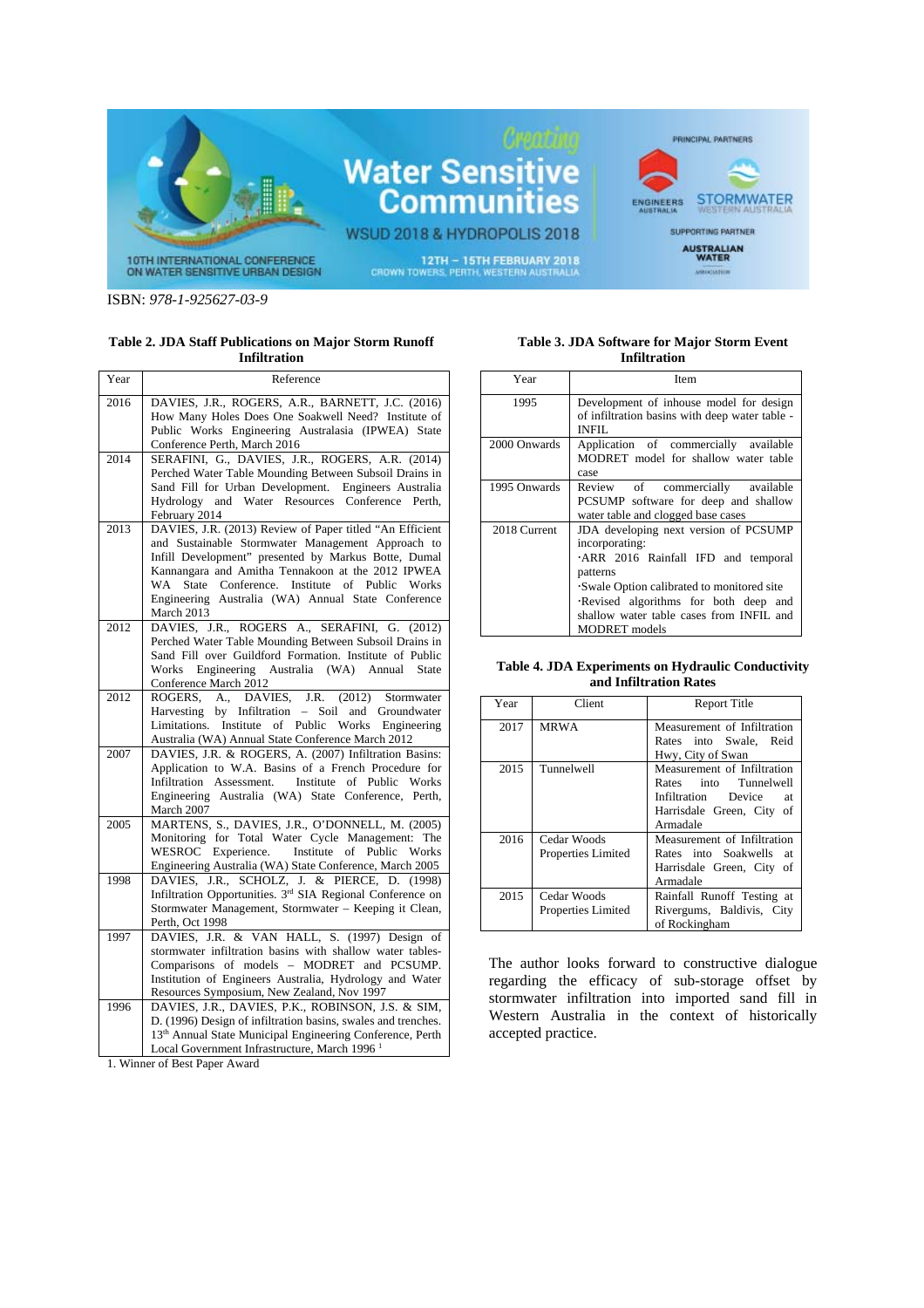ISBN: *978-1-925627-03-9*

**Table 2. JDA Staff Publications on Major Storm Runoff Infiltration**

| Year | Reference |
|---|---|
| 2016 | DAVIES, J.R., ROGERS, A.R., BARNETT, J.C. (2016) How Many Holes Does One Soakwell Need? Institute of Public Works Engineering Australasia (IPWEA) State Conference Perth, March 2016 |
| 2014 | SERAFINI, G., DAVIES, J.R., ROGERS, A.R. (2014) Perched Water Table Mounding Between Subsoil Drains in Sand Fill for Urban Development. Engineers Australia Hydrology and Water Resources Conference Perth, February 2014 |
| 2013 | DAVIES, J.R. (2013) Review of Paper titled "An Efficient and Sustainable Stormwater Management Approach to Infill Development" presented by Markus Botte, Dumal Kannangara and Amitha Tennakoon at the 2012 IPWEA WA State Conference. Institute of Public Works Engineering Australia (WA) Annual State Conference March 2013 |
| 2012 | DAVIES, J.R., ROGERS A., SERAFINI, G. (2012) Perched Water Table Mounding Between Subsoil Drains in Sand Fill over Guildford Formation. Institute of Public Works Engineering Australia (WA) Annual State Conference March 2012 |
| 2012 | ROGERS, A., DAVIES, J.R. (2012) Stormwater Harvesting by Infiltration – Soil and Groundwater Limitations. Institute of Public Works Engineering Australia (WA) Annual State Conference March 2012 |
| 2007 | DAVIES, J.R. & ROGERS, A. (2007) Infiltration Basins: Application to W.A. Basins of a French Procedure for Infiltration Assessment. Institute of Public Works Engineering Australia (WA) State Conference, Perth, March 2007 |
| 2005 | MARTENS, S., DAVIES, J.R., O'DONNELL, M. (2005) Monitoring for Total Water Cycle Management: The WESROC Experience. Institute of Public Works Engineering Australia (WA) State Conference, March 2005 |
| 1998 | DAVIES, J.R., SCHOLZ, J. & PIERCE, D. (1998) Infiltration Opportunities. 3rd SIA Regional Conference on Stormwater Management, Stormwater – Keeping it Clean, Perth, Oct 1998 |
| 1997 | DAVIES, J.R. & VAN HALL, S. (1997) Design of stormwater infiltration basins with shallow water tables- Comparisons of models – MODRET and PCSUMP. Institution of Engineers Australia, Hydrology and Water Resources Symposium, New Zealand, Nov 1997 |
| 1996 | DAVIES, J.R., DAVIES, P.K., ROBINSON, J.S. & SIM, D. (1996) Design of infiltration basins, swales and trenches. 13th Annual State Municipal Engineering Conference, Perth Local Government Infrastructure, March 1996 [1] |

1. Winner of Best Paper Award

**Table 3. JDA Software for Major Storm Event Infiltration**

| Year | Item |
|---|---|
| 1995 | Development of inhouse model for design of infiltration basins with deep water table - INFIL |
| 2000 Onwards | Application of commercially available MODRET model for shallow water table case |
| 1995 Onwards | Review of commercially available PCSUMP software for deep and shallow water table and clogged base cases |
| 2018 Current | JDA developing next version of PCSUMP incorporating:<br>·ARR 2016 Rainfall IFD and temporal patterns<br>·Swale Option calibrated to monitored site<br>·Revised algorithms for both deep and shallow water table cases from INFIL and MODRET models |

**Table 4. JDA Experiments on Hydraulic Conductivity and Infiltration Rates**

| Year | Client | Report Title |
|---|---|---|
| 2017 | MRWA | Measurement of Infiltration Rates into Swale, Reid Hwy, City of Swan |
| 2015 | Tunnelwell | Measurement of Infiltration Rates into Tunnelwell Infiltration Device at Harrisdale Green, City of Armadale |
| 2016 | Cedar Woods Properties Limited | Measurement of Infiltration Rates into Soakwells at Harrisdale Green, City of Armadale |
| 2015 | Cedar Woods Properties Limited | Rainfall Runoff Testing at Rivergums, Baldivis, City of Rockingham |

The author looks forward to constructive dialogue regarding the efficacy of sub-storage offset by stormwater infiltration into imported sand fill in Western Australia in the context of historically accepted practice.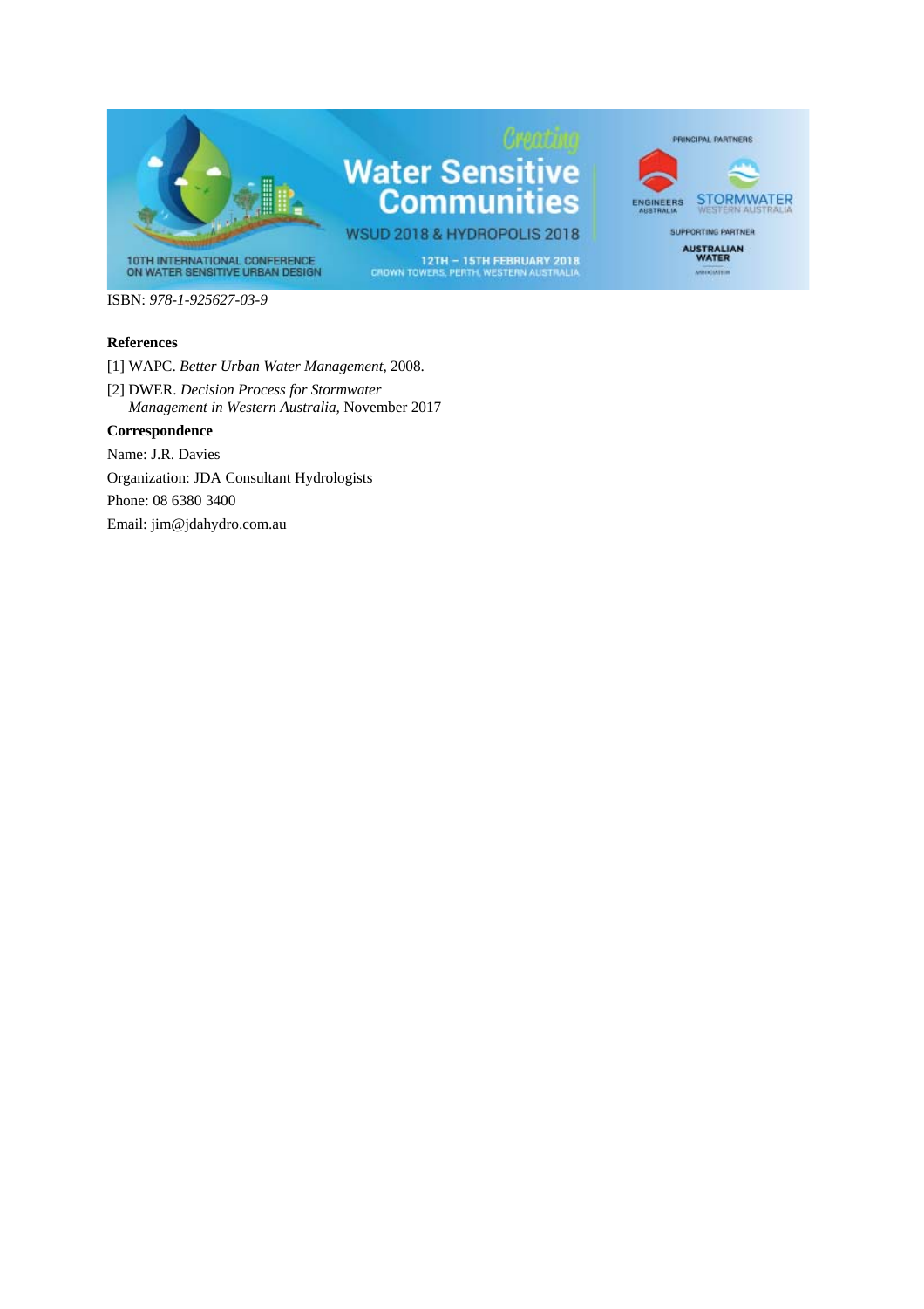ISBN: *978-1-925627-03-9*

**References**

[1] WAPC. *Better Urban Water Management*, 2008.

[2] DWER. *Decision Process for Stormwater Management in Western Australia*, November 2017

**Correspondence**

Name: J.R. Davies

Organization: JDA Consultant Hydrologists

Phone: 08 6380 3400

Email: jim@jdahydro.com.au